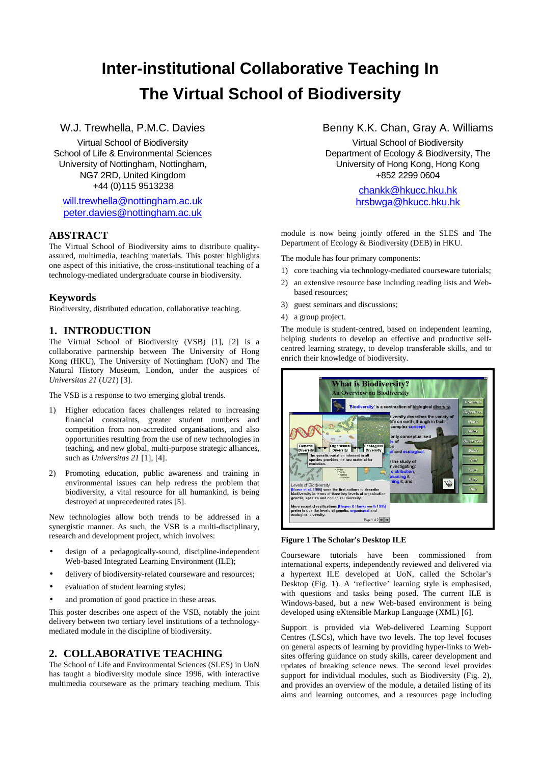# Inter-institutional Collaborative Teaching In The Virtual School of Biodiversity

W.J. Trewhella, P.M.C. Davies
Virtual School of Biodiversity
School of Life & Environmental Sciences
University of Nottingham, Nottingham, NG7 2RD, United Kingdom
+44 (0)115 9513238
will.trewhella@nottingham.ac.uk
peter.davies@nottingham.ac.uk

Benny K.K. Chan, Gray A. Williams
Virtual School of Biodiversity
Department of Ecology & Biodiversity, The University of Hong Kong, Hong Kong
+852 2299 0604
chankk@hkucc.hku.hk
hrsbwga@hkucc.hku.hk

## ABSTRACT

The Virtual School of Biodiversity aims to distribute quality-assured, multimedia, teaching materials. This poster highlights one aspect of this initiative, the cross-institutional teaching of a technology-mediated undergraduate course in biodiversity.

## Keywords

Biodiversity, distributed education, collaborative teaching.

## 1. INTRODUCTION

The Virtual School of Biodiversity (VSB) [1], [2] is a collaborative partnership between The University of Hong Kong (HKU), The University of Nottingham (UoN) and The Natural History Museum, London, under the auspices of *Universitas 21* (*U21*) [3].

The VSB is a response to two emerging global trends.

1) Higher education faces challenges related to increasing financial constraints, greater student numbers and competition from non-accredited organisations, and also opportunities resulting from the use of new technologies in teaching, and new global, multi-purpose strategic alliances, such as *Universitas 21* [1], [4].

2) Promoting education, public awareness and training in environmental issues can help redress the problem that biodiversity, a vital resource for all humankind, is being destroyed at unprecedented rates [5].

Now technologies allow both trends to be addressed in a synergistic manner. As such, the VSB is a multi-disciplinary, research and development project, which involves:

- design of a pedagogically-sound, discipline-independent Web-based Integrated Learning Environment (ILE);
- delivery of biodiversity-related courseware and resources;
- evaluation of student learning styles;
- and promotion of good practice in these areas.

This poster describes one aspect of the VSB, notably the joint delivery between two tertiary level institutions of a technology-mediated module in the discipline of biodiversity.

## 2. COLLABORATIVE TEACHING

The School of Life and Environmental Sciences (SLES) in UoN has taught a biodiversity module since 1996, with interactive multimedia courseware as the primary teaching medium. This module is now being jointly offered in the SLES and The Department of Ecology & Biodiversity (DEB) in HKU.

The module has four primary components:

1) core teaching via technology-mediated courseware tutorials;
2) an extensive resource base including reading lists and Web-based resources;
3) guest seminars and discussions;
4) a group project.

The module is student-centred, based on independent learning, helping students to develop an effective and productive self-centred learning strategy, to develop transferable skills, and to enrich their knowledge of biodiversity.

**Figure 1 The Scholar's Desktop ILE**

Courseware tutorials have been commissioned from international experts, independently reviewed and delivered via a hypertext ILE developed at UoN, called the Scholar's Desktop (Fig. 1). A 'reflective' learning style is emphasised, with questions and tasks being posed. The current ILE is Windows-based, but a new Web-based environment is being developed using eXtensible Markup Language (XML) [6].

Support is provided via Web-delivered Learning Support Centres (LSCs), which have two levels. The top level focuses on general aspects of learning by providing hyper-links to Web-sites offering guidance on study skills, career development and updates of breaking science news. The second level provides support for individual modules, such as Biodiversity (Fig. 2), and provides an overview of the module, a detailed listing of its aims and learning outcomes, and a resources page including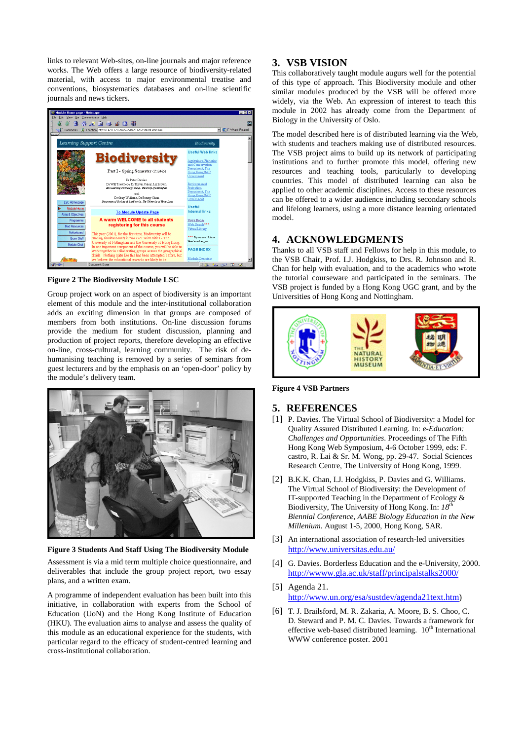links to relevant Web-sites, on-line journals and major reference works. The Web offers a large resource of biodiversity-related material, with access to major environmental treatise and conventions, biosystematics databases and on-line scientific journals and news tickers.

**Figure 2 The Biodiversity Module LSC**

Group project work on an aspect of biodiversity is an important element of this module and the inter-institutional collaboration adds an exciting dimension in that groups are composed of members from both institutions. On-line discussion forums provide the medium for student discussion, planning and production of project reports, therefore developing an effective on-line, cross-cultural, learning community. The risk of de-humanising teaching is removed by a series of seminars from guest lecturers and by the emphasis on an 'open-door' policy by the module's delivery team.

**Figure 3 Students And Staff Using The Biodiversity Module**

Assessment is via a mid term multiple choice questionnaire, and deliverables that include the group project report, two essay plans, and a written exam.

A programme of independent evaluation has been built into this initiative, in collaboration with experts from the School of Education (UoN) and the Hong Kong Institute of Education (HKU). The evaluation aims to analyse and assess the quality of this module as an educational experience for the students, with particular regard to the efficacy of student-centred learning and cross-institutional collaboration.

## 3. VSB VISION

This collaboratively taught module augurs well for the potential of this type of approach. This Biodiversity module and other similar modules produced by the VSB will be offered more widely, via the Web. An expression of interest to teach this module in 2002 has already come from the Department of Biology in the University of Oslo.

The model described here is of distributed learning via the Web, with students and teachers making use of distributed resources. The VSB project aims to build up its network of participating institutions and to further promote this model, offering new resources and teaching tools, particularly to developing countries. This model of distributed learning can also be applied to other academic disciplines. Access to these resources can be offered to a wider audience including secondary schools and lifelong learners, using a more distance learning orientated model.

## 4. ACKNOWLEDGMENTS

Thanks to all VSB staff and Fellows for help in this module, to the VSB Chair, Prof. I.J. Hodgkiss, to Drs. R. Johnson and R. Chan for help with evaluation, and to the academics who wrote the tutorial courseware and participated in the seminars. The VSB project is funded by a Hong Kong UGC grant, and by the Universities of Hong Kong and Nottingham.

**Figure 4 VSB Partners**

## 5. REFERENCES

[1] P. Davies. The Virtual School of Biodiversity: a Model for Quality Assured Distributed Learning. In: *e-Education: Challenges and Opportunities*. Proceedings of The Fifth Hong Kong Web Symposium, 4-6 October 1999, eds: F. castro, R. Lai & Sr. M. Wong, pp. 29-47. Social Sciences Research Centre, The University of Hong Kong, 1999.

[2] B.K.K. Chan, I.J. Hodgkiss, P. Davies and G. Williams. The Virtual School of Biodiversity: the Development of IT-supported Teaching in the Department of Ecology & Biodiversity, The University of Hong Kong. In: *18th Biennial Conference, AABE Biology Education in the New Millenium*. August 1-5, 2000, Hong Kong, SAR.

[3] An international association of research-led universities http://www.universitas.edu.au/

[4] G. Davies. Borderless Education and the e-University, 2000. http://www.gla.ac.uk/staff/principalstalks2000/

[5] Agenda 21. http://www.un.org/esa/sustdev/agenda21text.htm)

[6] T. J. Brailsford, M. R. Zakaria, A. Moore, B. S. Choo, C. D. Steward and P. M. C. Davies. Towards a framework for effective web-based distributed learning. 10th International WWW conference poster. 2001